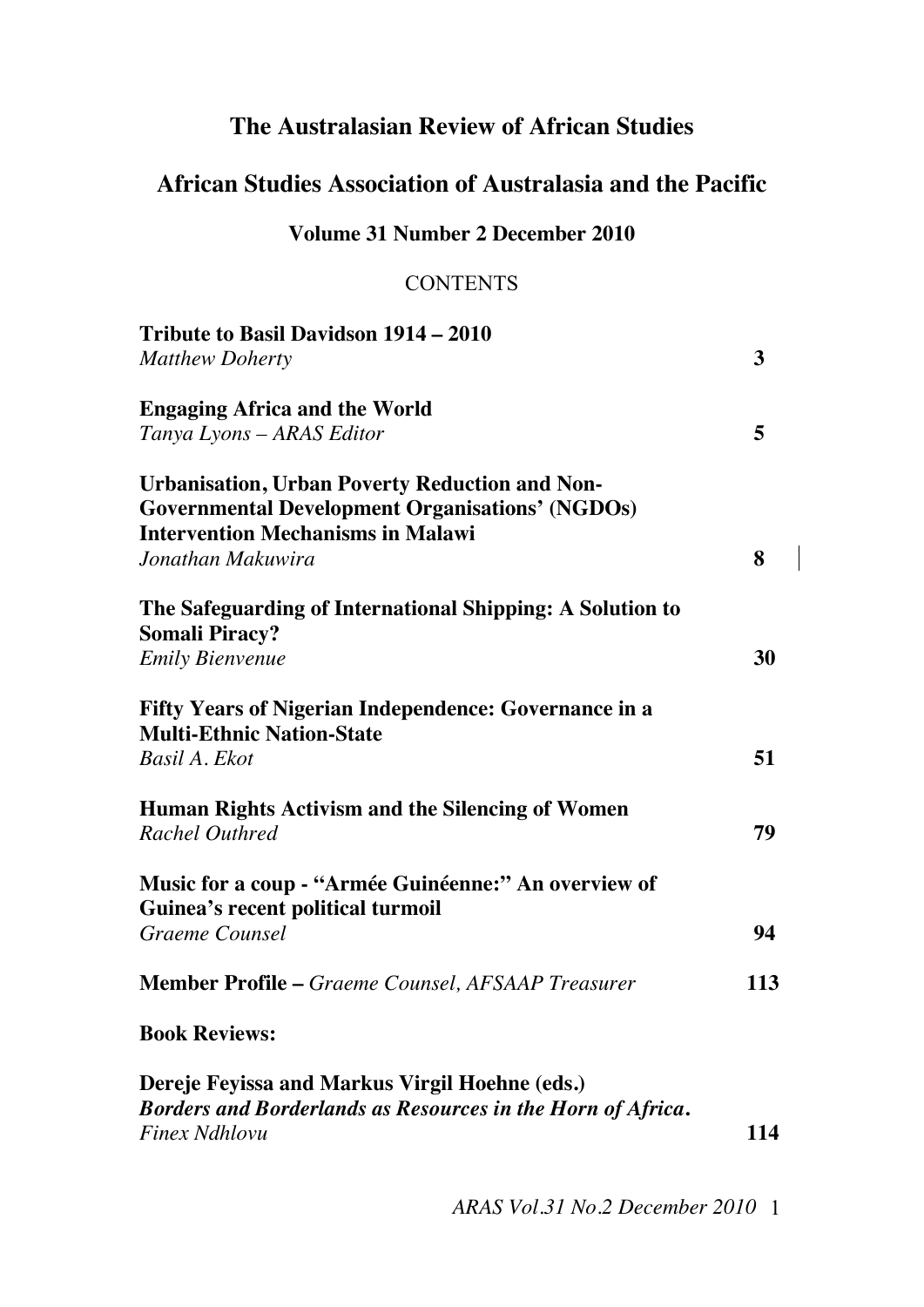# The Australasian Review of African Studies

## African Studies Association of Australasia and the Pacific

### Volume 31 Number 2 December 2010

CONTENTS

| | |
|---|---|
| **Tribute to Basil Davidson 1914 – 2010**<br>*Matthew Doherty* | **3** |
| **Engaging Africa and the World**<br>*Tanya Lyons – ARAS Editor* | **5** |
| **Urbanisation, Urban Poverty Reduction and Non-Governmental Development Organisations' (NGDOs) Intervention Mechanisms in Malawi**<br>*Jonathan Makuwira* | **8** |
| **The Safeguarding of International Shipping: A Solution to Somali Piracy?**<br>*Emily Bienvenue* | **30** |
| **Fifty Years of Nigerian Independence: Governance in a Multi-Ethnic Nation-State**<br>*Basil A. Ekot* | **51** |
| **Human Rights Activism and the Silencing of Women**<br>*Rachel Outhred* | **79** |
| **Music for a coup - "Armée Guinéenne:" An overview of Guinea's recent political turmoil**<br>*Graeme Counsel* | **94** |
| **Member Profile –** *Graeme Counsel, AFSAAP Treasurer* | **113** |
| **Book Reviews:** | |
| **Dereje Feyissa and Markus Virgil Hoehne (eds.)**<br>***Borders and Borderlands as Resources in the Horn of Africa.***<br>*Finex Ndhlovu* | **114** |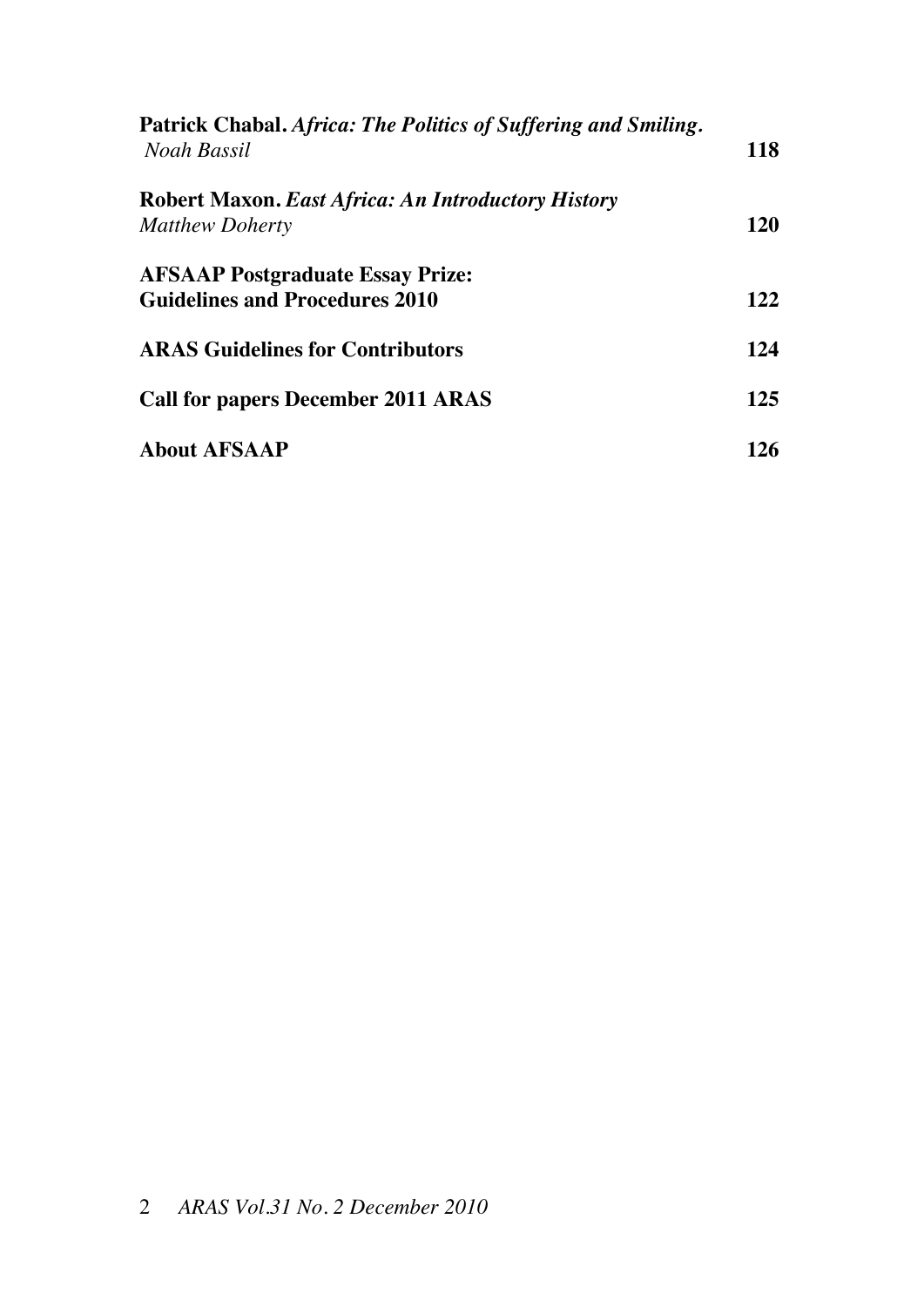**Patrick Chabal.** ***Africa: The Politics of Suffering and Smiling.***
*Noah Bassil* **118**

**Robert Maxon.** ***East Africa: An Introductory History***
*Matthew Doherty* **120**

**AFSAAP Postgraduate Essay Prize:**
**Guidelines and Procedures 2010** **122**

**ARAS Guidelines for Contributors** **124**

**Call for papers December 2011 ARAS** **125**

**About AFSAAP** **126**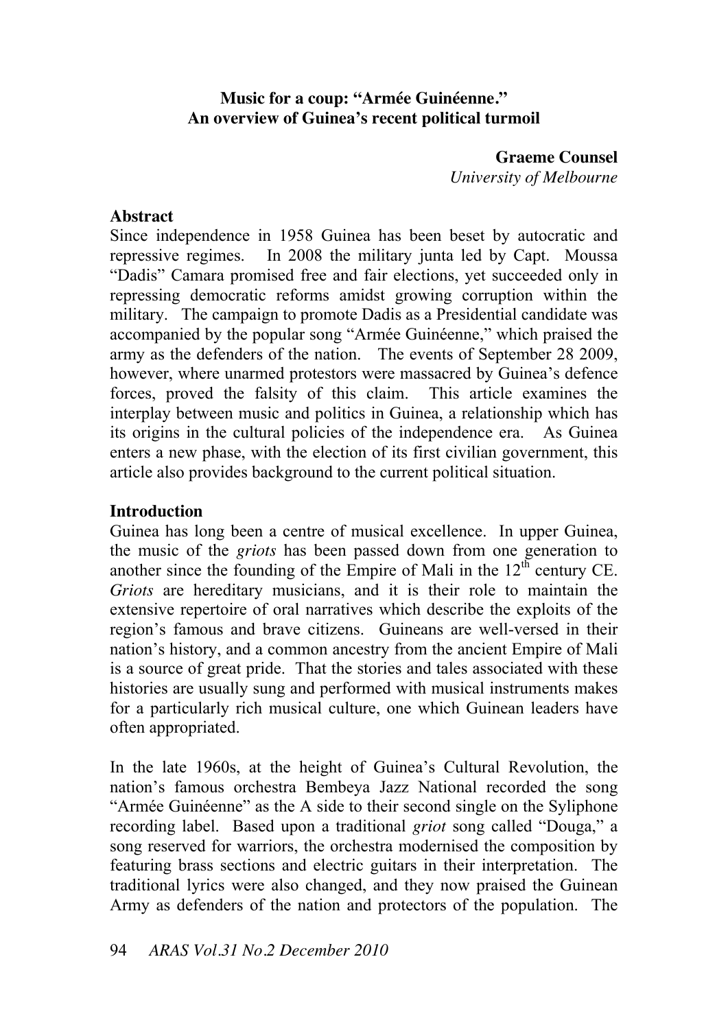**Music for a coup: "Armée Guinéenne."**
**An overview of Guinea's recent political turmoil**

**Graeme Counsel**
*University of Melbourne*

## Abstract

Since independence in 1958 Guinea has been beset by autocratic and repressive regimes. In 2008 the military junta led by Capt. Moussa "Dadis" Camara promised free and fair elections, yet succeeded only in repressing democratic reforms amidst growing corruption within the military. The campaign to promote Dadis as a Presidential candidate was accompanied by the popular song "Armée Guinéenne," which praised the army as the defenders of the nation. The events of September 28 2009, however, where unarmed protestors were massacred by Guinea's defence forces, proved the falsity of this claim. This article examines the interplay between music and politics in Guinea, a relationship which has its origins in the cultural policies of the independence era. As Guinea enters a new phase, with the election of its first civilian government, this article also provides background to the current political situation.

## Introduction

Guinea has long been a centre of musical excellence. In upper Guinea, the music of the *griots* has been passed down from one generation to another since the founding of the Empire of Mali in the 12th century CE. *Griots* are hereditary musicians, and it is their role to maintain the extensive repertoire of oral narratives which describe the exploits of the region's famous and brave citizens. Guineans are well-versed in their nation's history, and a common ancestry from the ancient Empire of Mali is a source of great pride. That the stories and tales associated with these histories are usually sung and performed with musical instruments makes for a particularly rich musical culture, one which Guinean leaders have often appropriated.

In the late 1960s, at the height of Guinea's Cultural Revolution, the nation's famous orchestra Bembeya Jazz National recorded the song "Armée Guinéenne" as the A side to their second single on the Syliphone recording label. Based upon a traditional *griot* song called "Douga," a song reserved for warriors, the orchestra modernised the composition by featuring brass sections and electric guitars in their interpretation. The traditional lyrics were also changed, and they now praised the Guinean Army as defenders of the nation and protectors of the population. The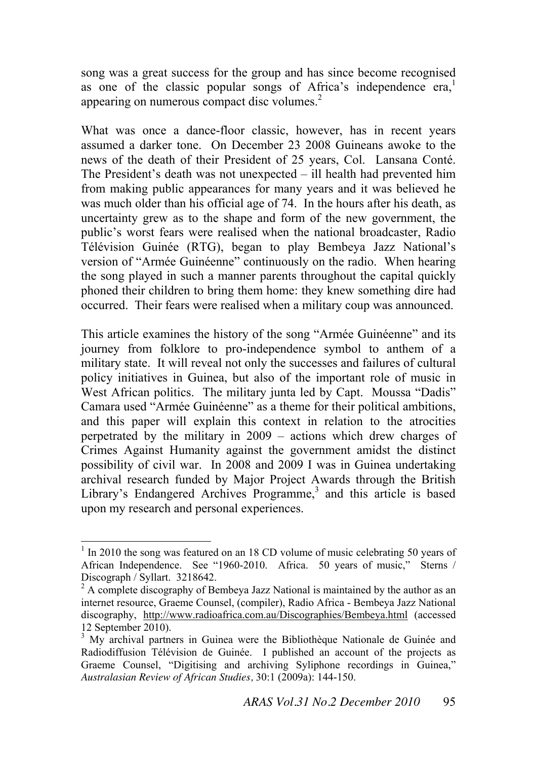song was a great success for the group and has since become recognised as one of the classic popular songs of Africa's independence era,[1] appearing on numerous compact disc volumes.[2]

What was once a dance-floor classic, however, has in recent years assumed a darker tone. On December 23 2008 Guineans awoke to the news of the death of their President of 25 years, Col. Lansana Conté. The President's death was not unexpected – ill health had prevented him from making public appearances for many years and it was believed he was much older than his official age of 74. In the hours after his death, as uncertainty grew as to the shape and form of the new government, the public's worst fears were realised when the national broadcaster, Radio Télévision Guinée (RTG), began to play Bembeya Jazz National's version of "Armée Guinéenne" continuously on the radio. When hearing the song played in such a manner parents throughout the capital quickly phoned their children to bring them home: they knew something dire had occurred. Their fears were realised when a military coup was announced.

This article examines the history of the song "Armée Guinéenne" and its journey from folklore to pro-independence symbol to anthem of a military state. It will reveal not only the successes and failures of cultural policy initiatives in Guinea, but also of the important role of music in West African politics. The military junta led by Capt. Moussa "Dadis" Camara used "Armée Guinéenne" as a theme for their political ambitions, and this paper will explain this context in relation to the atrocities perpetrated by the military in 2009 – actions which drew charges of Crimes Against Humanity against the government amidst the distinct possibility of civil war. In 2008 and 2009 I was in Guinea undertaking archival research funded by Major Project Awards through the British Library's Endangered Archives Programme,[3] and this article is based upon my research and personal experiences.

---

[1] In 2010 the song was featured on an 18 CD volume of music celebrating 50 years of African Independence. See "1960-2010. Africa. 50 years of music," Sterns / Discograph / Syllart. 3218642.

[2] A complete discography of Bembeya Jazz National is maintained by the author as an internet resource, Graeme Counsel, (compiler), Radio Africa - Bembeya Jazz National discography, http://www.radioafrica.com.au/Discographies/Bembeya.html (accessed 12 September 2010).

[3] My archival partners in Guinea were the Bibliothèque Nationale de Guinée and Radiodiffusion Télévision de Guinée. I published an account of the projects as Graeme Counsel, "Digitising and archiving Syliphone recordings in Guinea," *Australasian Review of African Studies,* 30:1 (2009a): 144-150.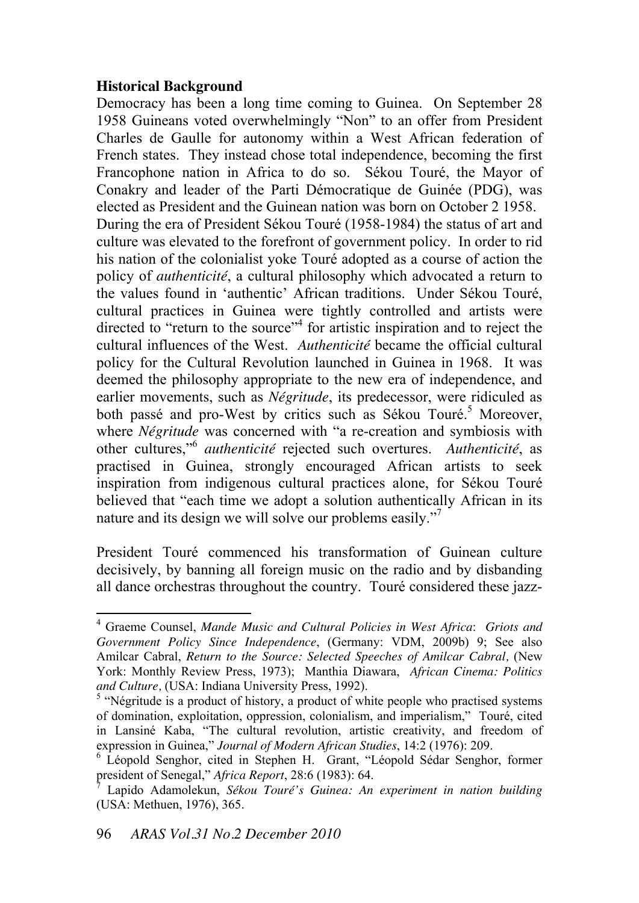**Historical Background**

Democracy has been a long time coming to Guinea. On September 28 1958 Guineans voted overwhelmingly "Non" to an offer from President Charles de Gaulle for autonomy within a West African federation of French states. They instead chose total independence, becoming the first Francophone nation in Africa to do so. Sékou Touré, the Mayor of Conakry and leader of the Parti Démocratique de Guinée (PDG), was elected as President and the Guinean nation was born on October 2 1958.
During the era of President Sékou Touré (1958-1984) the status of art and culture was elevated to the forefront of government policy. In order to rid his nation of the colonialist yoke Touré adopted as a course of action the policy of *authenticité*, a cultural philosophy which advocated a return to the values found in 'authentic' African traditions. Under Sékou Touré, cultural practices in Guinea were tightly controlled and artists were directed to "return to the source"[4] for artistic inspiration and to reject the cultural influences of the West. *Authenticité* became the official cultural policy for the Cultural Revolution launched in Guinea in 1968. It was deemed the philosophy appropriate to the new era of independence, and earlier movements, such as *Négritude*, its predecessor, were ridiculed as both passé and pro-West by critics such as Sékou Touré.[5] Moreover, where *Négritude* was concerned with "a re-creation and symbiosis with other cultures,"[6] *authenticité* rejected such overtures. *Authenticité*, as practised in Guinea, strongly encouraged African artists to seek inspiration from indigenous cultural practices alone, for Sékou Touré believed that "each time we adopt a solution authentically African in its nature and its design we will solve our problems easily."[7]

President Touré commenced his transformation of Guinean culture decisively, by banning all foreign music on the radio and by disbanding all dance orchestras throughout the country. Touré considered these jazz-

---

[4] Graeme Counsel, *Mande Music and Cultural Policies in West Africa*: *Griots and Government Policy Since Independence*, (Germany: VDM, 2009b) 9; See also Amilcar Cabral, *Return to the Source: Selected Speeches of Amilcar Cabral,* (New York: Monthly Review Press, 1973); Manthia Diawara, *African Cinema: Politics and Culture,* (USA: Indiana University Press, 1992).

[5] "Négritude is a product of history, a product of white people who practised systems of domination, exploitation, oppression, colonialism, and imperialism," Touré, cited in Lansiné Kaba, "The cultural revolution, artistic creativity, and freedom of expression in Guinea," *Journal of Modern African Studies*, 14:2 (1976): 209.

[6] Léopold Senghor, cited in Stephen H. Grant, "Léopold Sédar Senghor, former president of Senegal," *Africa Report*, 28:6 (1983): 64.

[7] Lapido Adamolekun, *Sékou Touré's Guinea: An experiment in nation building* (USA: Methuen, 1976), 365.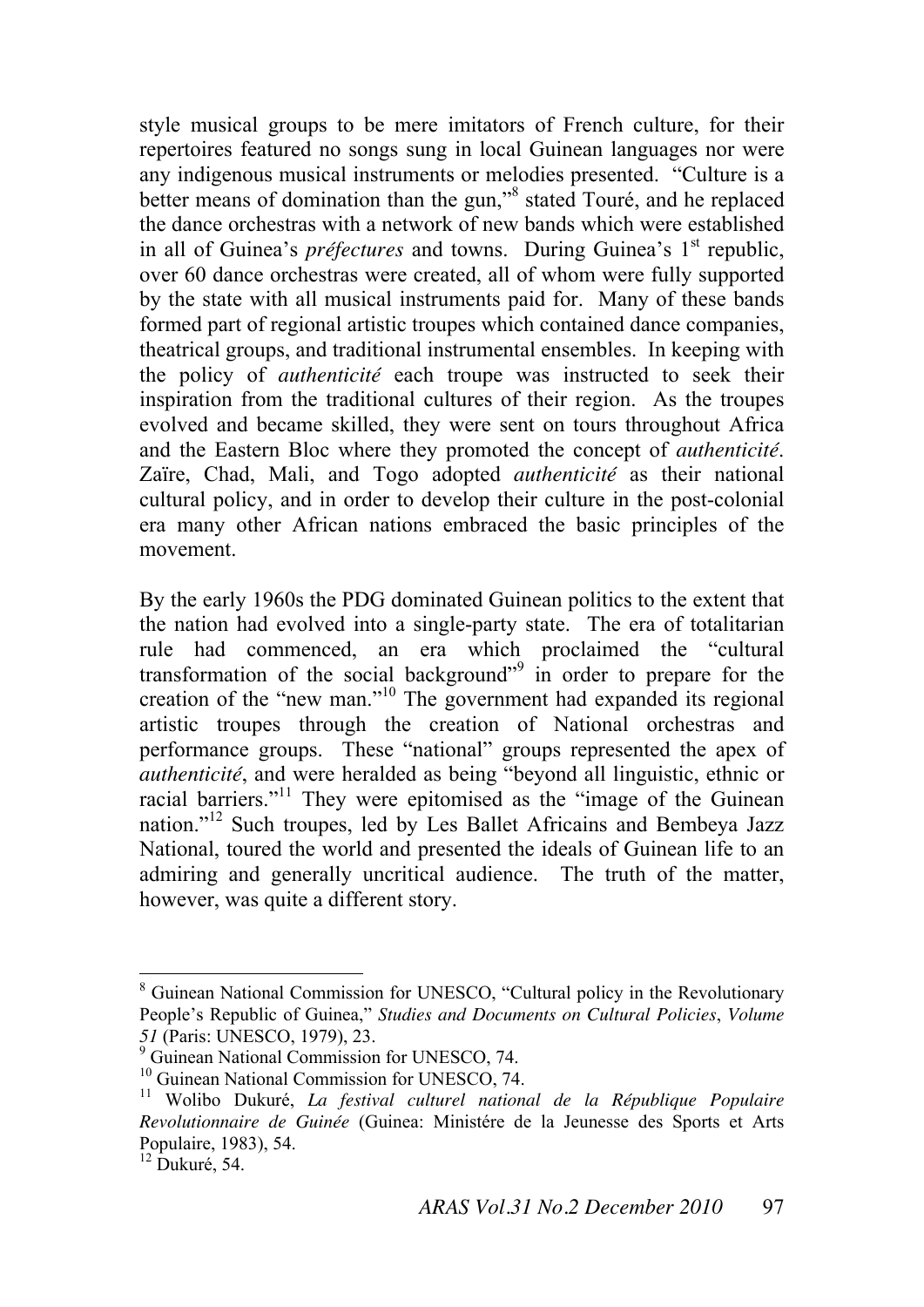style musical groups to be mere imitators of French culture, for their repertoires featured no songs sung in local Guinean languages nor were any indigenous musical instruments or melodies presented. "Culture is a better means of domination than the gun,"[8] stated Touré, and he replaced the dance orchestras with a network of new bands which were established in all of Guinea's *préfectures* and towns. During Guinea's 1st republic, over 60 dance orchestras were created, all of whom were fully supported by the state with all musical instruments paid for. Many of these bands formed part of regional artistic troupes which contained dance companies, theatrical groups, and traditional instrumental ensembles. In keeping with the policy of *authenticité* each troupe was instructed to seek their inspiration from the traditional cultures of their region. As the troupes evolved and became skilled, they were sent on tours throughout Africa and the Eastern Bloc where they promoted the concept of *authenticité*. Zaïre, Chad, Mali, and Togo adopted *authenticité* as their national cultural policy, and in order to develop their culture in the post-colonial era many other African nations embraced the basic principles of the movement.

By the early 1960s the PDG dominated Guinean politics to the extent that the nation had evolved into a single-party state. The era of totalitarian rule had commenced, an era which proclaimed the "cultural transformation of the social background"[9] in order to prepare for the creation of the "new man."[10] The government had expanded its regional artistic troupes through the creation of National orchestras and performance groups. These "national" groups represented the apex of *authenticité*, and were heralded as being "beyond all linguistic, ethnic or racial barriers."[11] They were epitomised as the "image of the Guinean nation."[12] Such troupes, led by Les Ballet Africains and Bembeya Jazz National, toured the world and presented the ideals of Guinean life to an admiring and generally uncritical audience. The truth of the matter, however, was quite a different story.

---

[8] Guinean National Commission for UNESCO, "Cultural policy in the Revolutionary People's Republic of Guinea," *Studies and Documents on Cultural Policies*, *Volume 51* (Paris: UNESCO, 1979), 23.

[9] Guinean National Commission for UNESCO, 74.

[10] Guinean National Commission for UNESCO, 74.

[11] Wolibo Dukuré, *La festival culturel national de la République Populaire Revolutionnaire de Guinée* (Guinea: Ministére de la Jeunesse des Sports et Arts Populaire, 1983), 54.

[12] Dukuré, 54.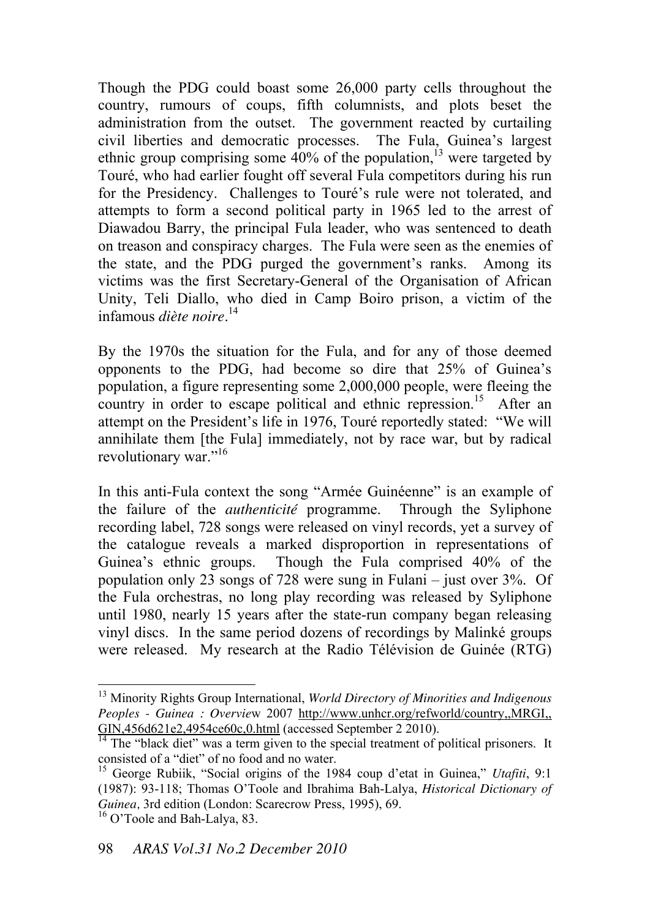Though the PDG could boast some 26,000 party cells throughout the country, rumours of coups, fifth columnists, and plots beset the administration from the outset. The government reacted by curtailing civil liberties and democratic processes. The Fula, Guinea's largest ethnic group comprising some 40% of the population,[13] were targeted by Touré, who had earlier fought off several Fula competitors during his run for the Presidency. Challenges to Touré's rule were not tolerated, and attempts to form a second political party in 1965 led to the arrest of Diawadou Barry, the principal Fula leader, who was sentenced to death on treason and conspiracy charges. The Fula were seen as the enemies of the state, and the PDG purged the government's ranks. Among its victims was the first Secretary-General of the Organisation of African Unity, Teli Diallo, who died in Camp Boiro prison, a victim of the infamous *diète noire*.[14]

By the 1970s the situation for the Fula, and for any of those deemed opponents to the PDG, had become so dire that 25% of Guinea's population, a figure representing some 2,000,000 people, were fleeing the country in order to escape political and ethnic repression.[15] After an attempt on the President's life in 1976, Touré reportedly stated: "We will annihilate them [the Fula] immediately, not by race war, but by radical revolutionary war."[16]

In this anti-Fula context the song "Armée Guinéenne" is an example of the failure of the *authenticité* programme. Through the Syliphone recording label, 728 songs were released on vinyl records, yet a survey of the catalogue reveals a marked disproportion in representations of Guinea's ethnic groups. Though the Fula comprised 40% of the population only 23 songs of 728 were sung in Fulani – just over 3%. Of the Fula orchestras, no long play recording was released by Syliphone until 1980, nearly 15 years after the state-run company began releasing vinyl discs. In the same period dozens of recordings by Malinké groups were released. My research at the Radio Télévision de Guinée (RTG)

---

[13] Minority Rights Group International, *World Directory of Minorities and Indigenous Peoples - Guinea : Overview* 2007 http://www.unhcr.org/refworld/country,,MRGI,,GIN,456d621e2,4954ce60c,0.html (accessed September 2 2010).

[14] The "black diet" was a term given to the special treatment of political prisoners. It consisted of a "diet" of no food and no water.

[15] George Rubiik, "Social origins of the 1984 coup d'etat in Guinea," *Utafiti*, 9:1 (1987): 93-118; Thomas O'Toole and Ibrahima Bah-Lalya, *Historical Dictionary of Guinea,* 3rd edition (London: Scarecrow Press, 1995), 69.

[16] O'Toole and Bah-Lalya, 83.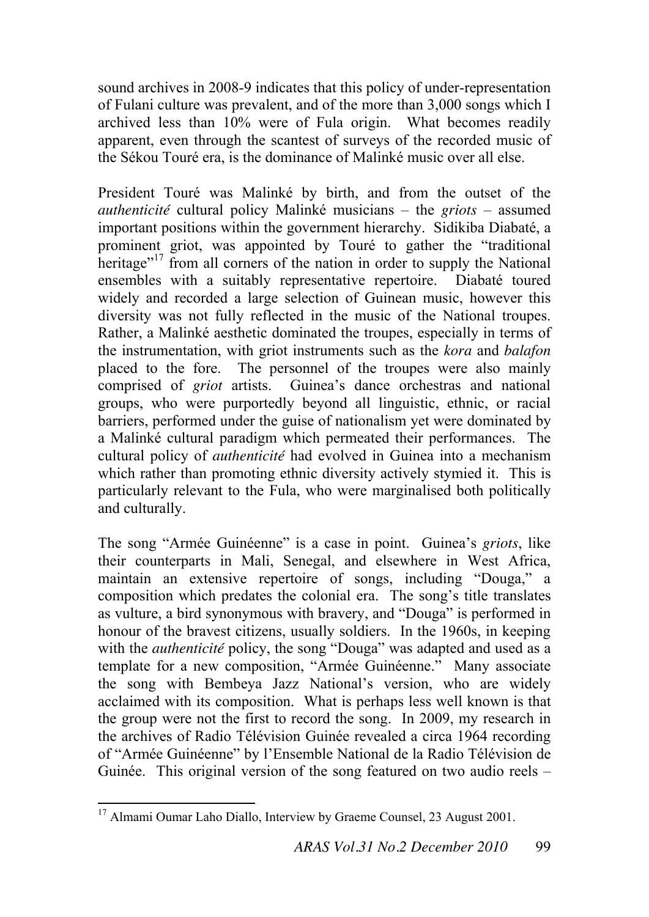sound archives in 2008-9 indicates that this policy of under-representation of Fulani culture was prevalent, and of the more than 3,000 songs which I archived less than 10% were of Fula origin. What becomes readily apparent, even through the scantest of surveys of the recorded music of the Sékou Touré era, is the dominance of Malinké music over all else.

President Touré was Malinké by birth, and from the outset of the *authenticité* cultural policy Malinké musicians – the *griots* – assumed important positions within the government hierarchy. Sidikiba Diabaté, a prominent griot, was appointed by Touré to gather the "traditional heritage"[17] from all corners of the nation in order to supply the National ensembles with a suitably representative repertoire. Diabaté toured widely and recorded a large selection of Guinean music, however this diversity was not fully reflected in the music of the National troupes. Rather, a Malinké aesthetic dominated the troupes, especially in terms of the instrumentation, with griot instruments such as the *kora* and *balafon* placed to the fore. The personnel of the troupes were also mainly comprised of *griot* artists. Guinea's dance orchestras and national groups, who were purportedly beyond all linguistic, ethnic, or racial barriers, performed under the guise of nationalism yet were dominated by a Malinké cultural paradigm which permeated their performances. The cultural policy of *authenticité* had evolved in Guinea into a mechanism which rather than promoting ethnic diversity actively stymied it. This is particularly relevant to the Fula, who were marginalised both politically and culturally.

The song "Armée Guinéenne" is a case in point. Guinea's *griots*, like their counterparts in Mali, Senegal, and elsewhere in West Africa, maintain an extensive repertoire of songs, including "Douga," a composition which predates the colonial era. The song's title translates as vulture, a bird synonymous with bravery, and "Douga" is performed in honour of the bravest citizens, usually soldiers. In the 1960s, in keeping with the *authenticité* policy, the song "Douga" was adapted and used as a template for a new composition, "Armée Guinéenne." Many associate the song with Bembeya Jazz National's version, who are widely acclaimed with its composition. What is perhaps less well known is that the group were not the first to record the song. In 2009, my research in the archives of Radio Télévision Guinée revealed a circa 1964 recording of "Armée Guinéenne" by l'Ensemble National de la Radio Télévision de Guinée. This original version of the song featured on two audio reels –

[17] Almami Oumar Laho Diallo, Interview by Graeme Counsel, 23 August 2001.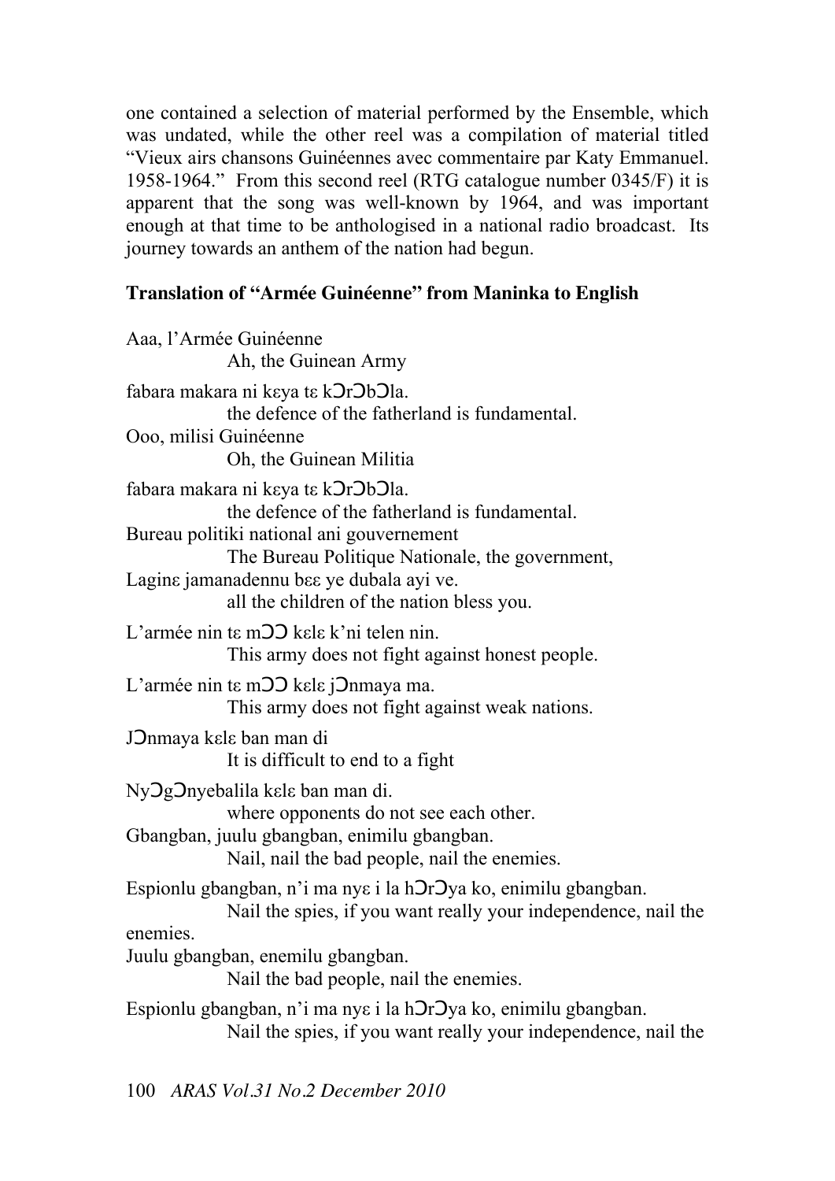one contained a selection of material performed by the Ensemble, which was undated, while the other reel was a compilation of material titled "Vieux airs chansons Guinéennes avec commentaire par Katy Emmanuel. 1958-1964." From this second reel (RTG catalogue number 0345/F) it is apparent that the song was well-known by 1964, and was important enough at that time to be anthologised in a national radio broadcast. Its journey towards an anthem of the nation had begun.

**Translation of "Armée Guinéenne" from Maninka to English**

Aaa, l'Armée Guinéenne
  Ah, the Guinean Army

fabara makara ni kɛya tɛ kƆrƆbƆla.
  the defence of the fatherland is fundamental.

Ooo, milisi Guinéenne
  Oh, the Guinean Militia

fabara makara ni kɛya tɛ kƆrƆbƆla.
  the defence of the fatherland is fundamental.

Bureau politiki national ani gouvernement
  The Bureau Politique Nationale, the government,

Laginɛ jamanadennu bɛɛ ye dubala ayi ve.
  all the children of the nation bless you.

L'armée nin tɛ mƆƆ kɛlɛ k'ni telen nin.
  This army does not fight against honest people.

L'armée nin tɛ mƆƆ kɛlɛ jƆnmaya ma.
  This army does not fight against weak nations.

JƆnmaya kɛlɛ ban man di
  It is difficult to end to a fight

NyƆgƆnyebalila kɛlɛ ban man di.
  where opponents do not see each other.

Gbangban, juulu gbangban, enimilu gbangban.
  Nail, nail the bad people, nail the enemies.

Espionlu gbangban, n'i ma nyɛ i la hƆrƆya ko, enimilu gbangban.
  Nail the spies, if you want really your independence, nail the enemies.

Juulu gbangban, enemilu gbangban.
  Nail the bad people, nail the enemies.

Espionlu gbangban, n'i ma nyɛ i la hƆrƆya ko, enimilu gbangban.
  Nail the spies, if you want really your independence, nail the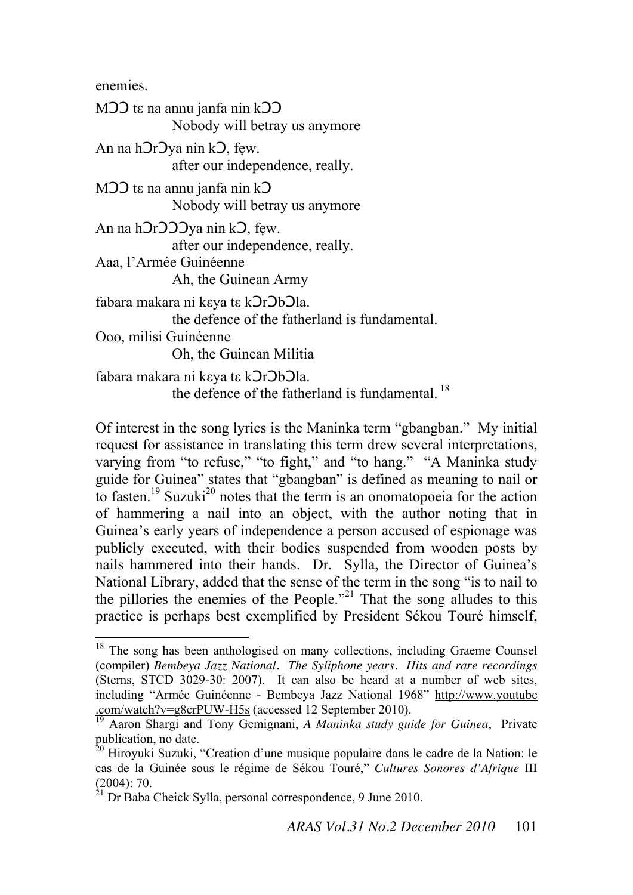enemies.

MƆƆ tɛ na annu janfa nin kƆƆ
 Nobody will betray us anymore

An na hƆrƆya nin kƆ, fẹw.
 after our independence, really.

MƆƆ tɛ na annu janfa nin kƆ
 Nobody will betray us anymore

An na hƆrƆƆƆya nin kƆ, fẹw.
 after our independence, really.

Aaa, l'Armée Guinéenne
 Ah, the Guinean Army

fabara makara ni kɛya tɛ kƆrƆbƆla.
 the defence of the fatherland is fundamental.

Ooo, milisi Guinéenne
 Oh, the Guinean Militia

fabara makara ni kɛya tɛ kƆrƆbƆla.
 the defence of the fatherland is fundamental. [18]

Of interest in the song lyrics is the Maninka term "gbangban." My initial request for assistance in translating this term drew several interpretations, varying from "to refuse," "to fight," and "to hang." "A Maninka study guide for Guinea" states that "gbangban" is defined as meaning to nail or to fasten.[19] Suzuki[20] notes that the term is an onomatopoeia for the action of hammering a nail into an object, with the author noting that in Guinea's early years of independence a person accused of espionage was publicly executed, with their bodies suspended from wooden posts by nails hammered into their hands. Dr. Sylla, the Director of Guinea's National Library, added that the sense of the term in the song "is to nail to the pillories the enemies of the People."[21] That the song alludes to this practice is perhaps best exemplified by President Sékou Touré himself,

---

[18] The song has been anthologised on many collections, including Graeme Counsel (compiler) *Bembeya Jazz National*. *The Syliphone years*. *Hits and rare recordings* (Sterns, STCD 3029-30: 2007). It can also be heard at a number of web sites, including "Armée Guinéenne - Bembeya Jazz National 1968" http://www.youtube.com/watch?v=g8crPUW-H5s (accessed 12 September 2010).

[19] Aaron Shargi and Tony Gemignani, *A Maninka study guide for Guinea*, Private publication, no date.

[20] Hiroyuki Suzuki, "Creation d'une musique populaire dans le cadre de la Nation: le cas de la Guinée sous le régime de Sékou Touré," *Cultures Sonores d'Afrique* III (2004): 70.

[21] Dr Baba Cheick Sylla, personal correspondence, 9 June 2010.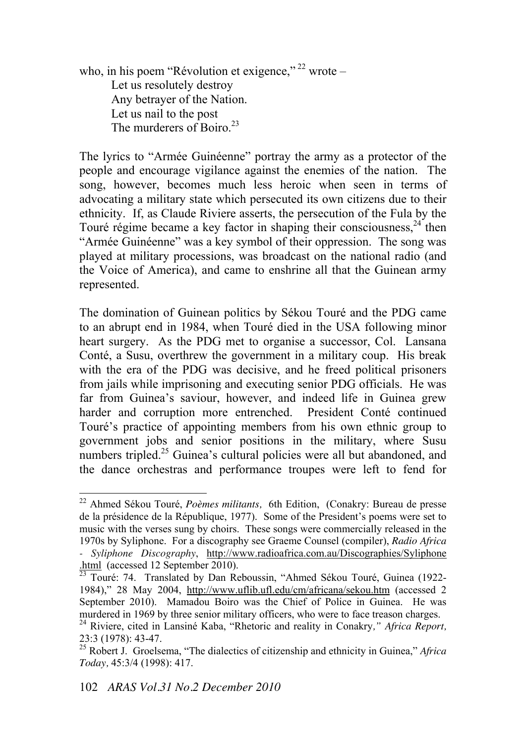who, in his poem "Révolution et exigence," [22] wrote –

> Let us resolutely destroy
> Any betrayer of the Nation.
> Let us nail to the post
> The murderers of Boiro.[23]

The lyrics to "Armée Guinéenne" portray the army as a protector of the people and encourage vigilance against the enemies of the nation. The song, however, becomes much less heroic when seen in terms of advocating a military state which persecuted its own citizens due to their ethnicity. If, as Claude Riviere asserts, the persecution of the Fula by the Touré régime became a key factor in shaping their consciousness,[24] then "Armée Guinéenne" was a key symbol of their oppression. The song was played at military processions, was broadcast on the national radio (and the Voice of America), and came to enshrine all that the Guinean army represented.

The domination of Guinean politics by Sékou Touré and the PDG came to an abrupt end in 1984, when Touré died in the USA following minor heart surgery. As the PDG met to organise a successor, Col. Lansana Conté, a Susu, overthrew the government in a military coup. His break with the era of the PDG was decisive, and he freed political prisoners from jails while imprisoning and executing senior PDG officials. He was far from Guinea's saviour, however, and indeed life in Guinea grew harder and corruption more entrenched. President Conté continued Touré's practice of appointing members from his own ethnic group to government jobs and senior positions in the military, where Susu numbers tripled.[25] Guinea's cultural policies were all but abandoned, and the dance orchestras and performance troupes were left to fend for

---

[22] Ahmed Sékou Touré, *Poèmes militants,* 6th Edition, (Conakry: Bureau de presse de la présidence de la République, 1977). Some of the President's poems were set to music with the verses sung by choirs. These songs were commercially released in the 1970s by Syliphone. For a discography see Graeme Counsel (compiler), *Radio Africa - Syliphone Discography*, http://www.radioafrica.com.au/Discographies/Syliphone.html (accessed 12 September 2010).

[23] Touré: 74. Translated by Dan Reboussin, "Ahmed Sékou Touré, Guinea (1922-1984)," 28 May 2004, http://www.uflib.ufl.edu/cm/africana/sekou.htm (accessed 2 September 2010). Mamadou Boiro was the Chief of Police in Guinea. He was murdered in 1969 by three senior military officers, who were to face treason charges.

[24] Riviere, cited in Lansiné Kaba, "Rhetoric and reality in Conakry," *Africa Report,* 23:3 (1978): 43-47.

[25] Robert J. Groelsema, "The dialectics of citizenship and ethnicity in Guinea," *Africa Today,* 45:3/4 (1998): 417.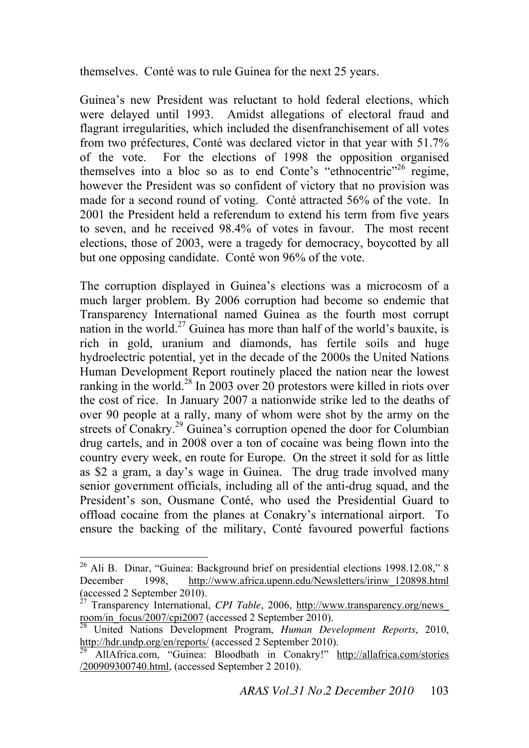themselves. Conté was to rule Guinea for the next 25 years.

Guinea's new President was reluctant to hold federal elections, which were delayed until 1993. Amidst allegations of electoral fraud and flagrant irregularities, which included the disenfranchisement of all votes from two préfectures, Conté was declared victor in that year with 51.7% of the vote. For the elections of 1998 the opposition organised themselves into a bloc so as to end Conte's "ethnocentric"[26] regime, however the President was so confident of victory that no provision was made for a second round of voting. Conté attracted 56% of the vote. In 2001 the President held a referendum to extend his term from five years to seven, and he received 98.4% of votes in favour. The most recent elections, those of 2003, were a tragedy for democracy, boycotted by all but one opposing candidate. Conté won 96% of the vote.

The corruption displayed in Guinea's elections was a microcosm of a much larger problem. By 2006 corruption had become so endemic that Transparency International named Guinea as the fourth most corrupt nation in the world.[27] Guinea has more than half of the world's bauxite, is rich in gold, uranium and diamonds, has fertile soils and huge hydroelectric potential, yet in the decade of the 2000s the United Nations Human Development Report routinely placed the nation near the lowest ranking in the world.[28] In 2003 over 20 protestors were killed in riots over the cost of rice. In January 2007 a nationwide strike led to the deaths of over 90 people at a rally, many of whom were shot by the army on the streets of Conakry.[29] Guinea's corruption opened the door for Columbian drug cartels, and in 2008 over a ton of cocaine was being flown into the country every week, en route for Europe. On the street it sold for as little as $2 a gram, a day's wage in Guinea. The drug trade involved many senior government officials, including all of the anti-drug squad, and the President's son, Ousmane Conté, who used the Presidential Guard to offload cocaine from the planes at Conakry's international airport. To ensure the backing of the military, Conté favoured powerful factions

---

[26] Ali B. Dinar, "Guinea: Background brief on presidential elections 1998.12.08," 8 December 1998, http://www.africa.upenn.edu/Newsletters/irinw_120898.html (accessed 2 September 2010).

[27] Transparency International, *CPI Table*, 2006, http://www.transparency.org/news_room/in_focus/2007/cpi2007 (accessed 2 September 2010).

[28] United Nations Development Program, *Human Development Reports*, 2010, http://hdr.undp.org/en/reports/ (accessed 2 September 2010).

[29] AllAfrica.com, "Guinea: Bloodbath in Conakry!" http://allafrica.com/stories/200909300740.html, (accessed September 2 2010).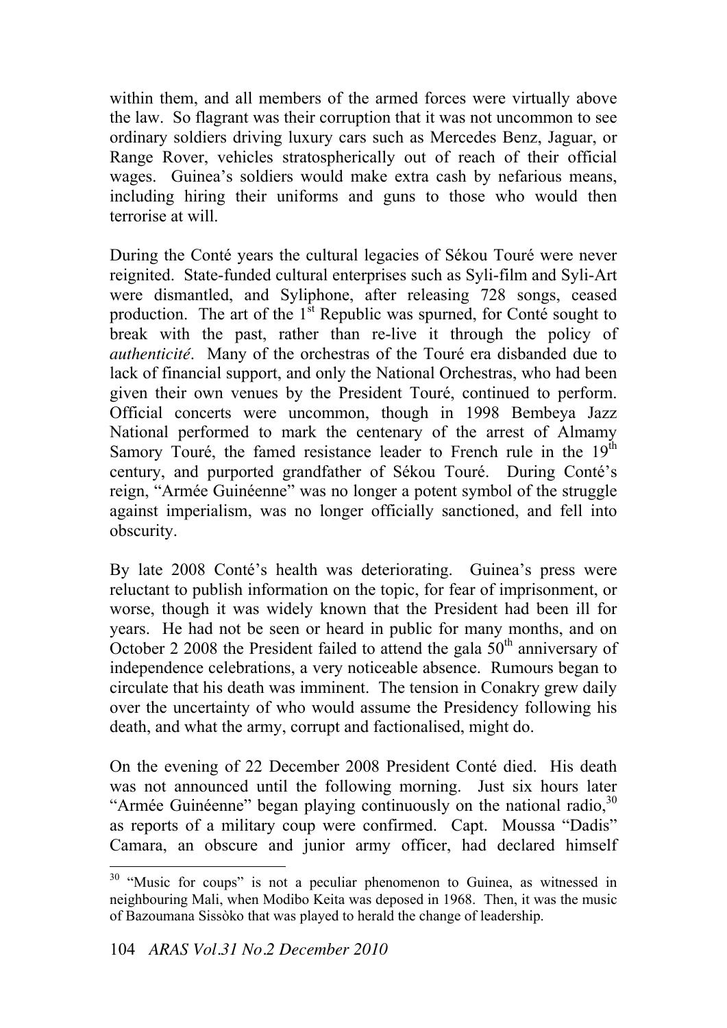within them, and all members of the armed forces were virtually above the law. So flagrant was their corruption that it was not uncommon to see ordinary soldiers driving luxury cars such as Mercedes Benz, Jaguar, or Range Rover, vehicles stratospherically out of reach of their official wages. Guinea's soldiers would make extra cash by nefarious means, including hiring their uniforms and guns to those who would then terrorise at will.

During the Conté years the cultural legacies of Sékou Touré were never reignited. State-funded cultural enterprises such as Syli-film and Syli-Art were dismantled, and Syliphone, after releasing 728 songs, ceased production. The art of the 1st Republic was spurned, for Conté sought to break with the past, rather than re-live it through the policy of *authenticité*. Many of the orchestras of the Touré era disbanded due to lack of financial support, and only the National Orchestras, who had been given their own venues by the President Touré, continued to perform. Official concerts were uncommon, though in 1998 Bembeya Jazz National performed to mark the centenary of the arrest of Almamy Samory Touré, the famed resistance leader to French rule in the 19th century, and purported grandfather of Sékou Touré. During Conté's reign, "Armée Guinéenne" was no longer a potent symbol of the struggle against imperialism, was no longer officially sanctioned, and fell into obscurity.

By late 2008 Conté's health was deteriorating. Guinea's press were reluctant to publish information on the topic, for fear of imprisonment, or worse, though it was widely known that the President had been ill for years. He had not be seen or heard in public for many months, and on October 2 2008 the President failed to attend the gala 50th anniversary of independence celebrations, a very noticeable absence. Rumours began to circulate that his death was imminent. The tension in Conakry grew daily over the uncertainty of who would assume the Presidency following his death, and what the army, corrupt and factionalised, might do.

On the evening of 22 December 2008 President Conté died. His death was not announced until the following morning. Just six hours later "Armée Guinéenne" began playing continuously on the national radio,[30] as reports of a military coup were confirmed. Capt. Moussa "Dadis" Camara, an obscure and junior army officer, had declared himself

[30] "Music for coups" is not a peculiar phenomenon to Guinea, as witnessed in neighbouring Mali, when Modibo Keita was deposed in 1968. Then, it was the music of Bazoumana Sissòko that was played to herald the change of leadership.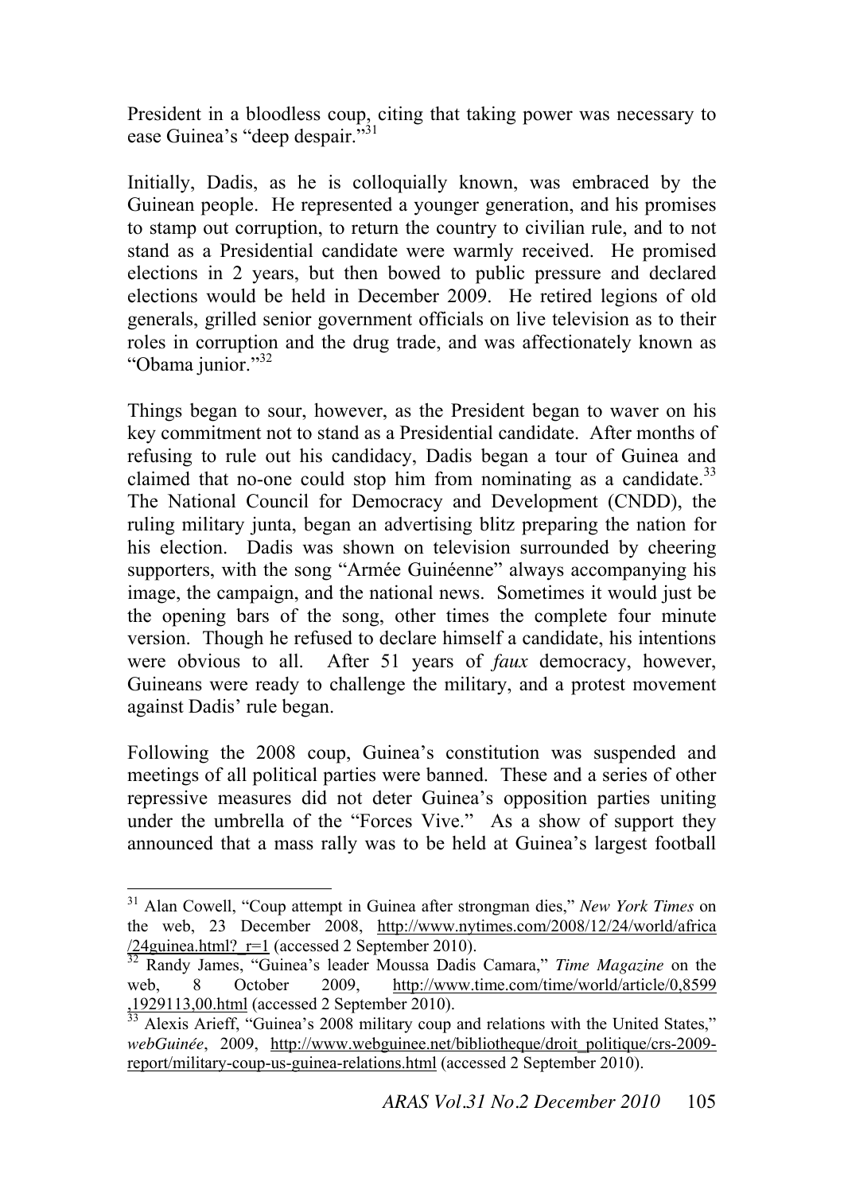President in a bloodless coup, citing that taking power was necessary to ease Guinea's "deep despair."[31]

Initially, Dadis, as he is colloquially known, was embraced by the Guinean people. He represented a younger generation, and his promises to stamp out corruption, to return the country to civilian rule, and to not stand as a Presidential candidate were warmly received. He promised elections in 2 years, but then bowed to public pressure and declared elections would be held in December 2009. He retired legions of old generals, grilled senior government officials on live television as to their roles in corruption and the drug trade, and was affectionately known as "Obama junior."[32]

Things began to sour, however, as the President began to waver on his key commitment not to stand as a Presidential candidate. After months of refusing to rule out his candidacy, Dadis began a tour of Guinea and claimed that no-one could stop him from nominating as a candidate.[33] The National Council for Democracy and Development (CNDD), the ruling military junta, began an advertising blitz preparing the nation for his election. Dadis was shown on television surrounded by cheering supporters, with the song "Armée Guinéenne" always accompanying his image, the campaign, and the national news. Sometimes it would just be the opening bars of the song, other times the complete four minute version. Though he refused to declare himself a candidate, his intentions were obvious to all. After 51 years of *faux* democracy, however, Guineans were ready to challenge the military, and a protest movement against Dadis' rule began.

Following the 2008 coup, Guinea's constitution was suspended and meetings of all political parties were banned. These and a series of other repressive measures did not deter Guinea's opposition parties uniting under the umbrella of the "Forces Vive." As a show of support they announced that a mass rally was to be held at Guinea's largest football

---

[31] Alan Cowell, "Coup attempt in Guinea after strongman dies," *New York Times* on the web, 23 December 2008, http://www.nytimes.com/2008/12/24/world/africa/24guinea.html?_r=1 (accessed 2 September 2010).

[32] Randy James, "Guinea's leader Moussa Dadis Camara," *Time Magazine* on the web, 8 October 2009, http://www.time.com/time/world/article/0,8599,1929113,00.html (accessed 2 September 2010).

[33] Alexis Arieff, "Guinea's 2008 military coup and relations with the United States," *webGuinée*, 2009, http://www.webguinee.net/bibliotheque/droit_politique/crs-2009-report/military-coup-us-guinea-relations.html (accessed 2 September 2010).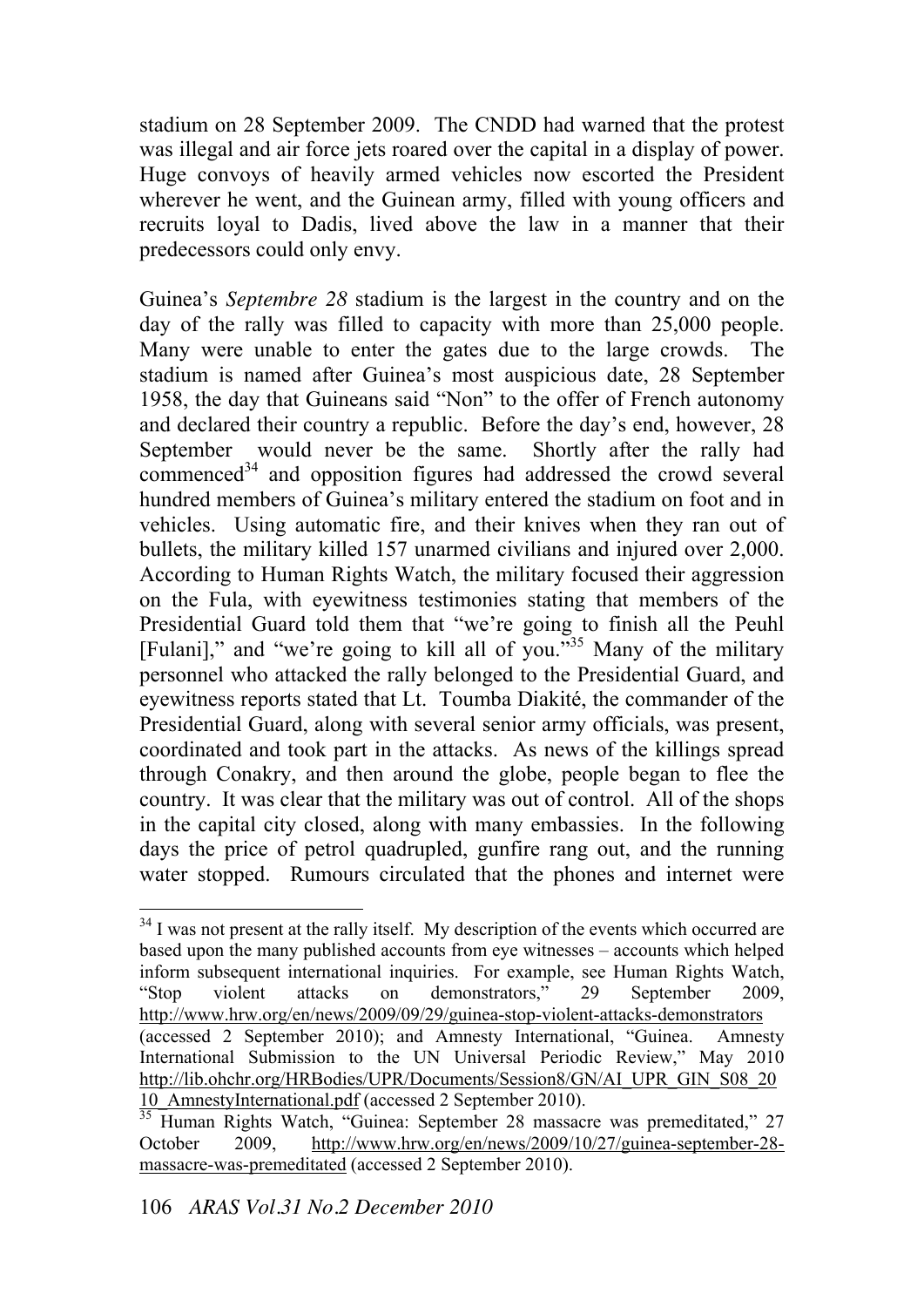stadium on 28 September 2009. The CNDD had warned that the protest was illegal and air force jets roared over the capital in a display of power. Huge convoys of heavily armed vehicles now escorted the President wherever he went, and the Guinean army, filled with young officers and recruits loyal to Dadis, lived above the law in a manner that their predecessors could only envy.

Guinea's *Septembre 28* stadium is the largest in the country and on the day of the rally was filled to capacity with more than 25,000 people. Many were unable to enter the gates due to the large crowds. The stadium is named after Guinea's most auspicious date, 28 September 1958, the day that Guineans said "Non" to the offer of French autonomy and declared their country a republic. Before the day's end, however, 28 September would never be the same. Shortly after the rally had commenced[34] and opposition figures had addressed the crowd several hundred members of Guinea's military entered the stadium on foot and in vehicles. Using automatic fire, and their knives when they ran out of bullets, the military killed 157 unarmed civilians and injured over 2,000. According to Human Rights Watch, the military focused their aggression on the Fula, with eyewitness testimonies stating that members of the Presidential Guard told them that "we're going to finish all the Peuhl [Fulani]," and "we're going to kill all of you."[35] Many of the military personnel who attacked the rally belonged to the Presidential Guard, and eyewitness reports stated that Lt. Toumba Diakité, the commander of the Presidential Guard, along with several senior army officials, was present, coordinated and took part in the attacks. As news of the killings spread through Conakry, and then around the globe, people began to flee the country. It was clear that the military was out of control. All of the shops in the capital city closed, along with many embassies. In the following days the price of petrol quadrupled, gunfire rang out, and the running water stopped. Rumours circulated that the phones and internet were

---

[34] I was not present at the rally itself. My description of the events which occurred are based upon the many published accounts from eye witnesses – accounts which helped inform subsequent international inquiries. For example, see Human Rights Watch, "Stop violent attacks on demonstrators," 29 September 2009, http://www.hrw.org/en/news/2009/09/29/guinea-stop-violent-attacks-demonstrators (accessed 2 September 2010); and Amnesty International, "Guinea. Amnesty International Submission to the UN Universal Periodic Review," May 2010 http://lib.ohchr.org/HRBodies/UPR/Documents/Session8/GN/AI_UPR_GIN_S08_2010_AmnestyInternational.pdf (accessed 2 September 2010).

[35] Human Rights Watch, "Guinea: September 28 massacre was premeditated," 27 October 2009, http://www.hrw.org/en/news/2009/10/27/guinea-september-28-massacre-was-premeditated (accessed 2 September 2010).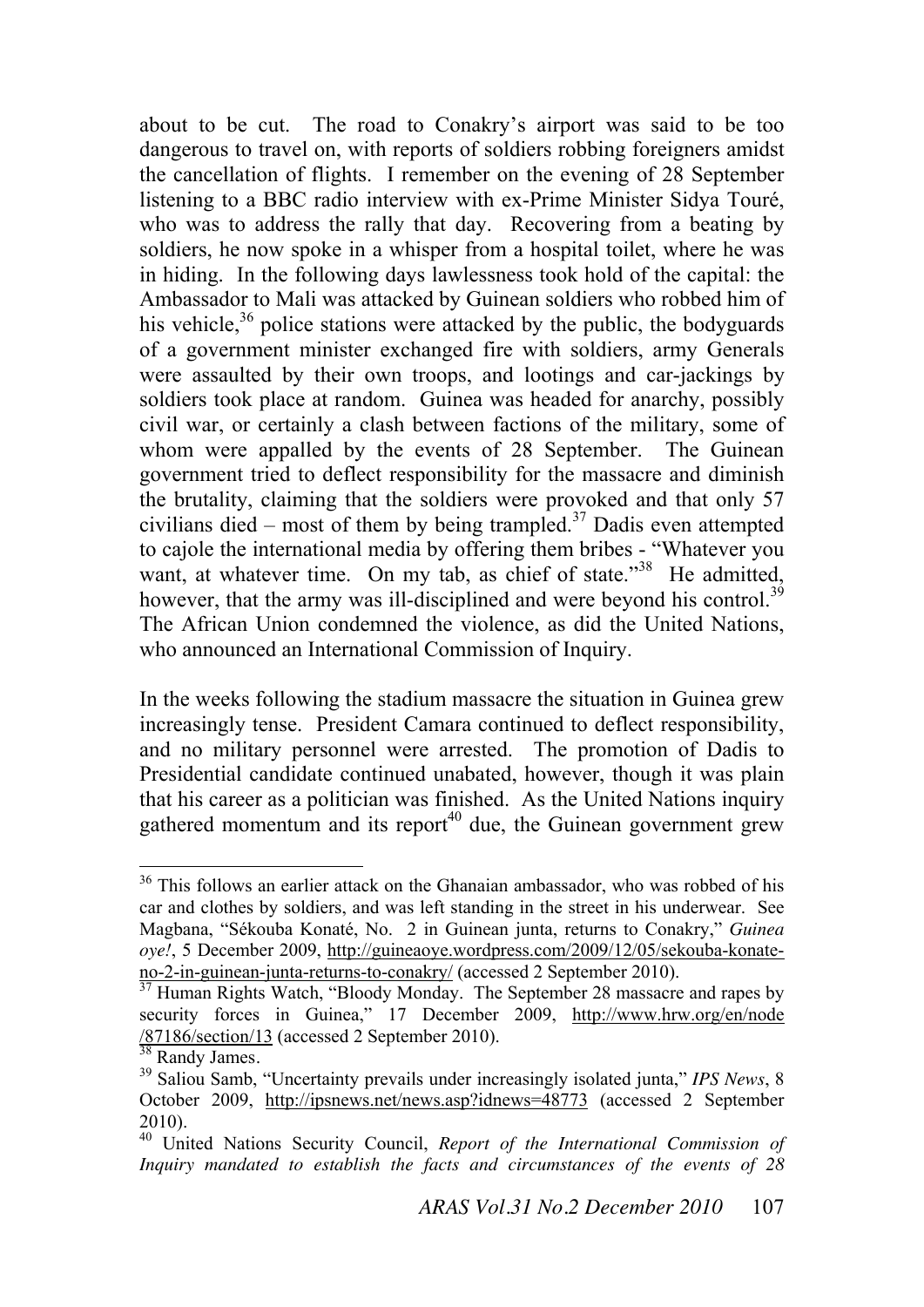about to be cut. The road to Conakry's airport was said to be too dangerous to travel on, with reports of soldiers robbing foreigners amidst the cancellation of flights. I remember on the evening of 28 September listening to a BBC radio interview with ex-Prime Minister Sidya Touré, who was to address the rally that day. Recovering from a beating by soldiers, he now spoke in a whisper from a hospital toilet, where he was in hiding. In the following days lawlessness took hold of the capital: the Ambassador to Mali was attacked by Guinean soldiers who robbed him of his vehicle,[36] police stations were attacked by the public, the bodyguards of a government minister exchanged fire with soldiers, army Generals were assaulted by their own troops, and lootings and car-jackings by soldiers took place at random. Guinea was headed for anarchy, possibly civil war, or certainly a clash between factions of the military, some of whom were appalled by the events of 28 September. The Guinean government tried to deflect responsibility for the massacre and diminish the brutality, claiming that the soldiers were provoked and that only 57 civilians died – most of them by being trampled.[37] Dadis even attempted to cajole the international media by offering them bribes - "Whatever you want, at whatever time. On my tab, as chief of state."[38] He admitted, however, that the army was ill-disciplined and were beyond his control.[39] The African Union condemned the violence, as did the United Nations, who announced an International Commission of Inquiry.

In the weeks following the stadium massacre the situation in Guinea grew increasingly tense. President Camara continued to deflect responsibility, and no military personnel were arrested. The promotion of Dadis to Presidential candidate continued unabated, however, though it was plain that his career as a politician was finished. As the United Nations inquiry gathered momentum and its report[40] due, the Guinean government grew

---

[36] This follows an earlier attack on the Ghanaian ambassador, who was robbed of his car and clothes by soldiers, and was left standing in the street in his underwear. See Magbana, "Sékouba Konaté, No. 2 in Guinean junta, returns to Conakry," *Guinea oye!*, 5 December 2009, http://guineaoye.wordpress.com/2009/12/05/sekouba-konate-no-2-in-guinean-junta-returns-to-conakry/ (accessed 2 September 2010).

[37] Human Rights Watch, "Bloody Monday. The September 28 massacre and rapes by security forces in Guinea," 17 December 2009, http://www.hrw.org/en/node/87186/section/13 (accessed 2 September 2010).

[38] Randy James.

[39] Saliou Samb, "Uncertainty prevails under increasingly isolated junta," *IPS News*, 8 October 2009, http://ipsnews.net/news.asp?idnews=48773 (accessed 2 September 2010).

[40] United Nations Security Council, *Report of the International Commission of Inquiry mandated to establish the facts and circumstances of the events of 28*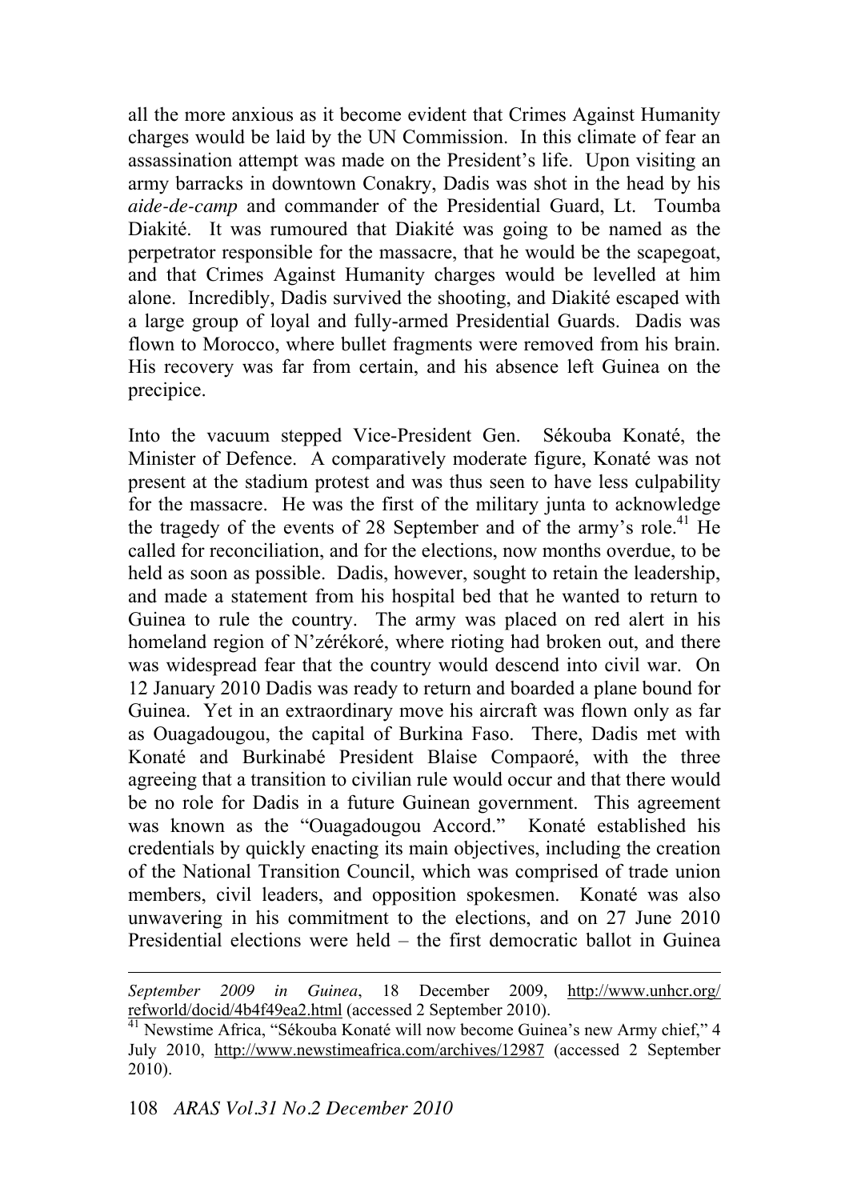all the more anxious as it become evident that Crimes Against Humanity charges would be laid by the UN Commission. In this climate of fear an assassination attempt was made on the President's life. Upon visiting an army barracks in downtown Conakry, Dadis was shot in the head by his *aide-de-camp* and commander of the Presidential Guard, Lt. Toumba Diakité. It was rumoured that Diakité was going to be named as the perpetrator responsible for the massacre, that he would be the scapegoat, and that Crimes Against Humanity charges would be levelled at him alone. Incredibly, Dadis survived the shooting, and Diakité escaped with a large group of loyal and fully-armed Presidential Guards. Dadis was flown to Morocco, where bullet fragments were removed from his brain. His recovery was far from certain, and his absence left Guinea on the precipice.

Into the vacuum stepped Vice-President Gen. Sékouba Konaté, the Minister of Defence. A comparatively moderate figure, Konaté was not present at the stadium protest and was thus seen to have less culpability for the massacre. He was the first of the military junta to acknowledge the tragedy of the events of 28 September and of the army's role.[41] He called for reconciliation, and for the elections, now months overdue, to be held as soon as possible. Dadis, however, sought to retain the leadership, and made a statement from his hospital bed that he wanted to return to Guinea to rule the country. The army was placed on red alert in his homeland region of N'zérékoré, where rioting had broken out, and there was widespread fear that the country would descend into civil war. On 12 January 2010 Dadis was ready to return and boarded a plane bound for Guinea. Yet in an extraordinary move his aircraft was flown only as far as Ouagadougou, the capital of Burkina Faso. There, Dadis met with Konaté and Burkinabé President Blaise Compaoré, with the three agreeing that a transition to civilian rule would occur and that there would be no role for Dadis in a future Guinean government. This agreement was known as the "Ouagadougou Accord." Konaté established his credentials by quickly enacting its main objectives, including the creation of the National Transition Council, which was comprised of trade union members, civil leaders, and opposition spokesmen. Konaté was also unwavering in his commitment to the elections, and on 27 June 2010 Presidential elections were held – the first democratic ballot in Guinea

---

*September 2009 in Guinea*, 18 December 2009, http://www.unhcr.org/refworld/docid/4b4f49ea2.html (accessed 2 September 2010).

[41] Newstime Africa, "Sékouba Konaté will now become Guinea's new Army chief," 4 July 2010, http://www.newstimeafrica.com/archives/12987 (accessed 2 September 2010).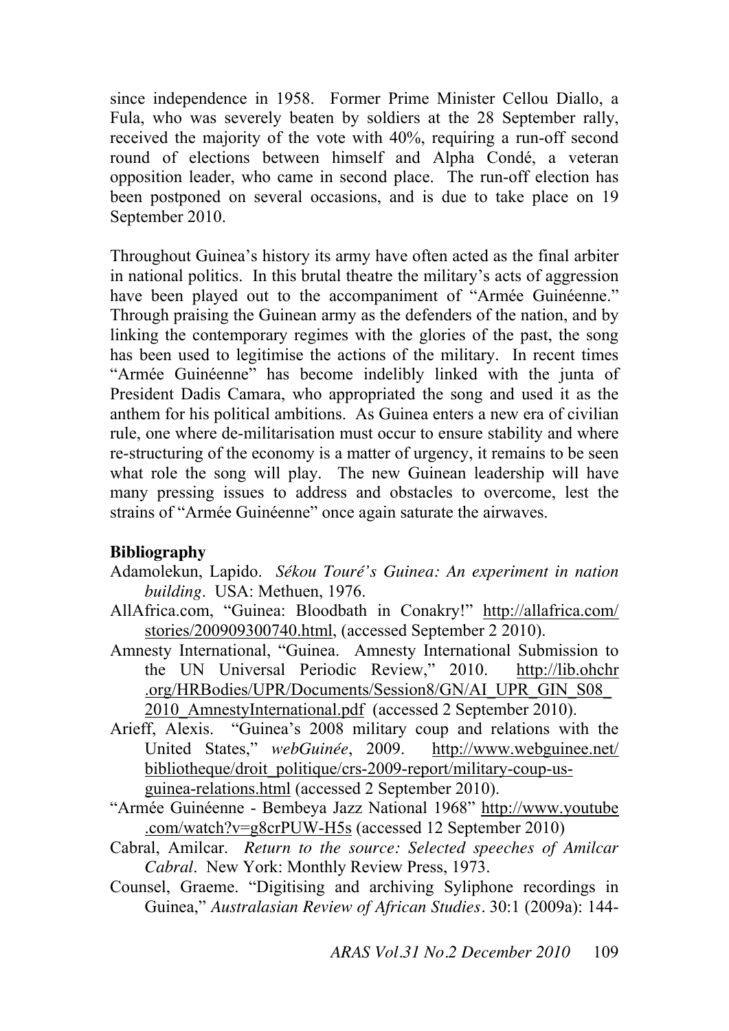since independence in 1958. Former Prime Minister Cellou Diallo, a Fula, who was severely beaten by soldiers at the 28 September rally, received the majority of the vote with 40%, requiring a run-off second round of elections between himself and Alpha Condé, a veteran opposition leader, who came in second place. The run-off election has been postponed on several occasions, and is due to take place on 19 September 2010.

Throughout Guinea's history its army have often acted as the final arbiter in national politics. In this brutal theatre the military's acts of aggression have been played out to the accompaniment of "Armée Guinéenne." Through praising the Guinean army as the defenders of the nation, and by linking the contemporary regimes with the glories of the past, the song has been used to legitimise the actions of the military. In recent times "Armée Guinéenne" has become indelibly linked with the junta of President Dadis Camara, who appropriated the song and used it as the anthem for his political ambitions. As Guinea enters a new era of civilian rule, one where de-militarisation must occur to ensure stability and where re-structuring of the economy is a matter of urgency, it remains to be seen what role the song will play. The new Guinean leadership will have many pressing issues to address and obstacles to overcome, lest the strains of "Armée Guinéenne" once again saturate the airwaves.

**Bibliography**

Adamolekun, Lapido. *Sékou Touré's Guinea: An experiment in nation building*. USA: Methuen, 1976.

AllAfrica.com, "Guinea: Bloodbath in Conakry!" http://allafrica.com/stories/200909300740.html, (accessed September 2 2010).

Amnesty International, "Guinea. Amnesty International Submission to the UN Universal Periodic Review," 2010. http://lib.ohchr.org/HRBodies/UPR/Documents/Session8/GN/AI_UPR_GIN_S08_2010_AmnestyInternational.pdf (accessed 2 September 2010).

Arieff, Alexis. "Guinea's 2008 military coup and relations with the United States," *webGuinée*, 2009. http://www.webguinee.net/bibliotheque/droit_politique/crs-2009-report/military-coup-us-guinea-relations.html (accessed 2 September 2010).

"Armée Guinéenne - Bembeya Jazz National 1968" http://www.youtube.com/watch?v=g8crPUW-H5s (accessed 12 September 2010)

Cabral, Amilcar. *Return to the source: Selected speeches of Amilcar Cabral*. New York: Monthly Review Press, 1973.

Counsel, Graeme. "Digitising and archiving Syliphone recordings in Guinea," *Australasian Review of African Studies*. 30:1 (2009a): 144-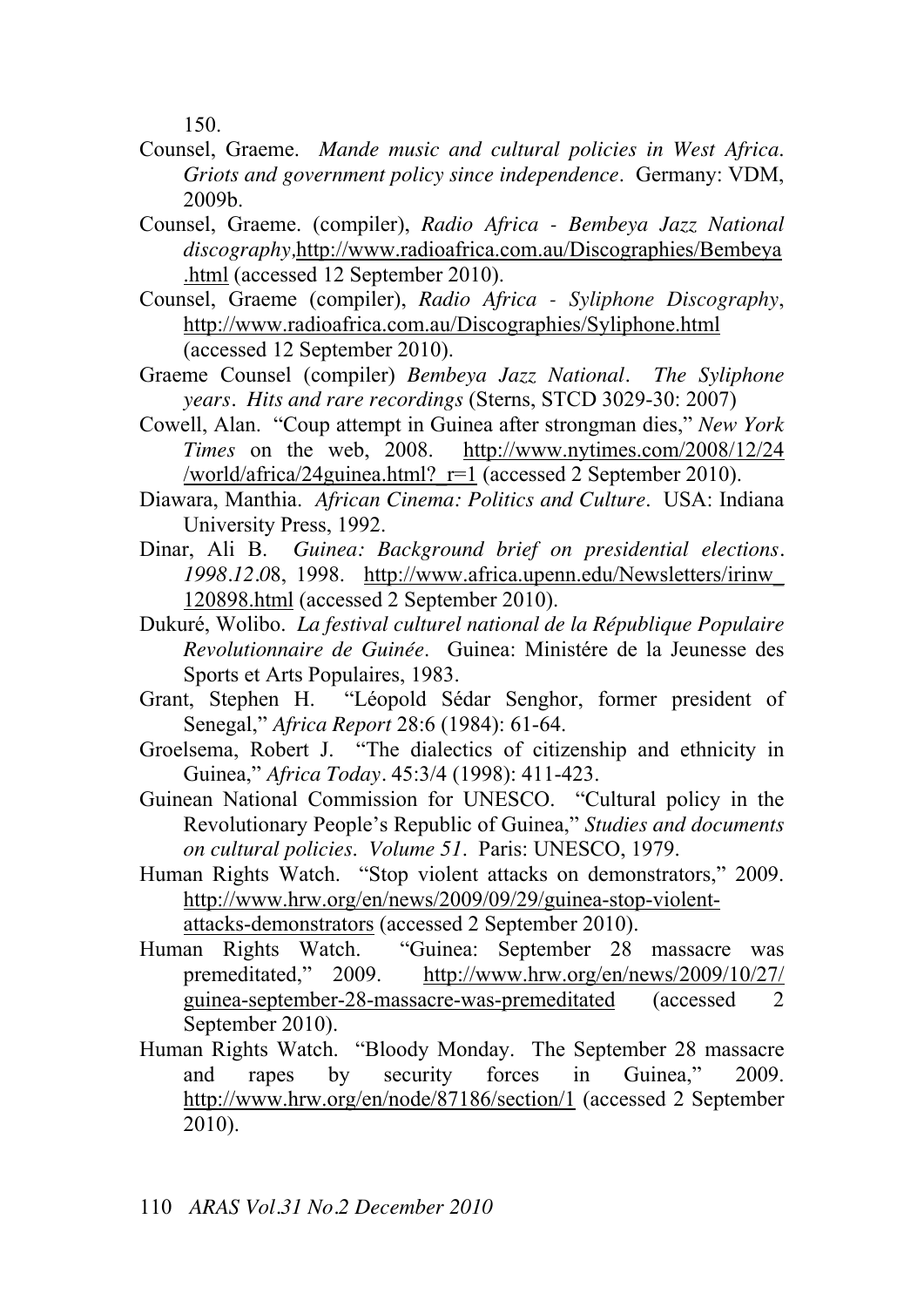150.

Counsel, Graeme. *Mande music and cultural policies in West Africa. Griots and government policy since independence*. Germany: VDM, 2009b.

Counsel, Graeme. (compiler), *Radio Africa - Bembeya Jazz National discography*, http://www.radioafrica.com.au/Discographies/Bembeya.html (accessed 12 September 2010).

Counsel, Graeme (compiler), *Radio Africa - Syliphone Discography*, http://www.radioafrica.com.au/Discographies/Syliphone.html (accessed 12 September 2010).

Graeme Counsel (compiler) *Bembeya Jazz National*. *The Syliphone years*. *Hits and rare recordings* (Sterns, STCD 3029-30: 2007)

Cowell, Alan. "Coup attempt in Guinea after strongman dies," *New York Times* on the web, 2008. http://www.nytimes.com/2008/12/24/world/africa/24guinea.html?_r=1 (accessed 2 September 2010).

Diawara, Manthia. *African Cinema: Politics and Culture*. USA: Indiana University Press, 1992.

Dinar, Ali B. *Guinea: Background brief on presidential elections*. *1998.12.08*, 1998. http://www.africa.upenn.edu/Newsletters/irinw_120898.html (accessed 2 September 2010).

Dukuré, Wolibo. *La festival culturel national de la République Populaire Revolutionnaire de Guinée*. Guinea: Ministére de la Jeunesse des Sports et Arts Populaires, 1983.

Grant, Stephen H. "Léopold Sédar Senghor, former president of Senegal," *Africa Report* 28:6 (1984): 61-64.

Groelsema, Robert J. "The dialectics of citizenship and ethnicity in Guinea," *Africa Today*. 45:3/4 (1998): 411-423.

Guinean National Commission for UNESCO. "Cultural policy in the Revolutionary People's Republic of Guinea," *Studies and documents on cultural policies*. *Volume 51*. Paris: UNESCO, 1979.

Human Rights Watch. "Stop violent attacks on demonstrators," 2009. http://www.hrw.org/en/news/2009/09/29/guinea-stop-violent-attacks-demonstrators (accessed 2 September 2010).

Human Rights Watch. "Guinea: September 28 massacre was premeditated," 2009. http://www.hrw.org/en/news/2009/10/27/guinea-september-28-massacre-was-premeditated (accessed 2 September 2010).

Human Rights Watch. "Bloody Monday. The September 28 massacre and rapes by security forces in Guinea," 2009. http://www.hrw.org/en/node/87186/section/1 (accessed 2 September 2010).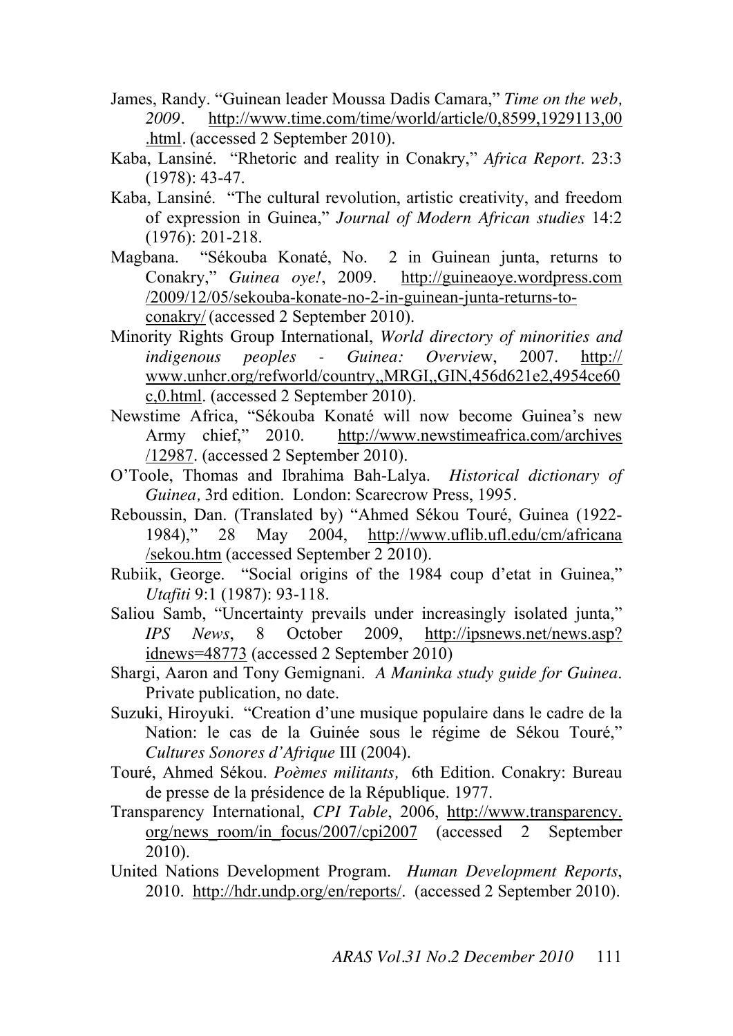James, Randy. "Guinean leader Moussa Dadis Camara," *Time on the web, 2009*. http://www.time.com/time/world/article/0,8599,1929113,00.html. (accessed 2 September 2010).

Kaba, Lansiné. "Rhetoric and reality in Conakry," *Africa Report*. 23:3 (1978): 43-47.

Kaba, Lansiné. "The cultural revolution, artistic creativity, and freedom of expression in Guinea," *Journal of Modern African studies* 14:2 (1976): 201-218.

Magbana. "Sékouba Konaté, No. 2 in Guinean junta, returns to Conakry," *Guinea oye!*, 2009. http://guineaoye.wordpress.com/2009/12/05/sekouba-konate-no-2-in-guinean-junta-returns-to-conakry/ (accessed 2 September 2010).

Minority Rights Group International, *World directory of minorities and indigenous peoples - Guinea: Overview*, 2007. http://www.unhcr.org/refworld/country,,MRGI,,GIN,456d621e2,4954ce60c,0.html. (accessed 2 September 2010).

Newstime Africa, "Sékouba Konaté will now become Guinea's new Army chief," 2010. http://www.newstimeafrica.com/archives/12987. (accessed 2 September 2010).

O'Toole, Thomas and Ibrahima Bah-Lalya. *Historical dictionary of Guinea,* 3rd edition. London: Scarecrow Press, 1995.

Reboussin, Dan. (Translated by) "Ahmed Sékou Touré, Guinea (1922-1984)," 28 May 2004, http://www.uflib.ufl.edu/cm/africana/sekou.htm (accessed September 2 2010).

Rubiik, George. "Social origins of the 1984 coup d'etat in Guinea," *Utafiti* 9:1 (1987): 93-118.

Saliou Samb, "Uncertainty prevails under increasingly isolated junta," *IPS News*, 8 October 2009, http://ipsnews.net/news.asp?idnews=48773 (accessed 2 September 2010)

Shargi, Aaron and Tony Gemignani. *A Maninka study guide for Guinea*. Private publication, no date.

Suzuki, Hiroyuki. "Creation d'une musique populaire dans le cadre de la Nation: le cas de la Guinée sous le régime de Sékou Touré," *Cultures Sonores d'Afrique* III (2004).

Touré, Ahmed Sékou. *Poèmes militants,* 6th Edition. Conakry: Bureau de presse de la présidence de la République. 1977.

Transparency International, *CPI Table*, 2006, http://www.transparency.org/news_room/in_focus/2007/cpi2007 (accessed 2 September 2010).

United Nations Development Program. *Human Development Reports*, 2010. http://hdr.undp.org/en/reports/. (accessed 2 September 2010).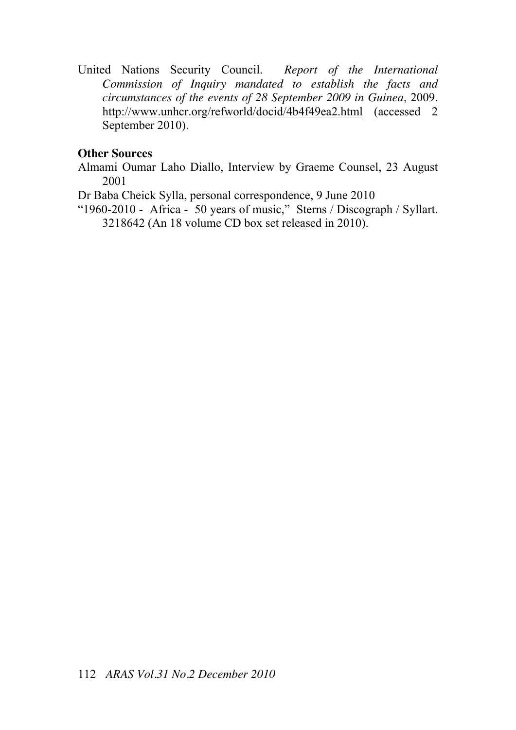United Nations Security Council. *Report of the International Commission of Inquiry mandated to establish the facts and circumstances of the events of 28 September 2009 in Guinea*, 2009. http://www.unhcr.org/refworld/docid/4b4f49ea2.html (accessed 2 September 2010).

**Other Sources**

Almami Oumar Laho Diallo, Interview by Graeme Counsel, 23 August 2001

Dr Baba Cheick Sylla, personal correspondence, 9 June 2010

"1960-2010 - Africa - 50 years of music," Sterns / Discograph / Syllart. 3218642 (An 18 volume CD box set released in 2010).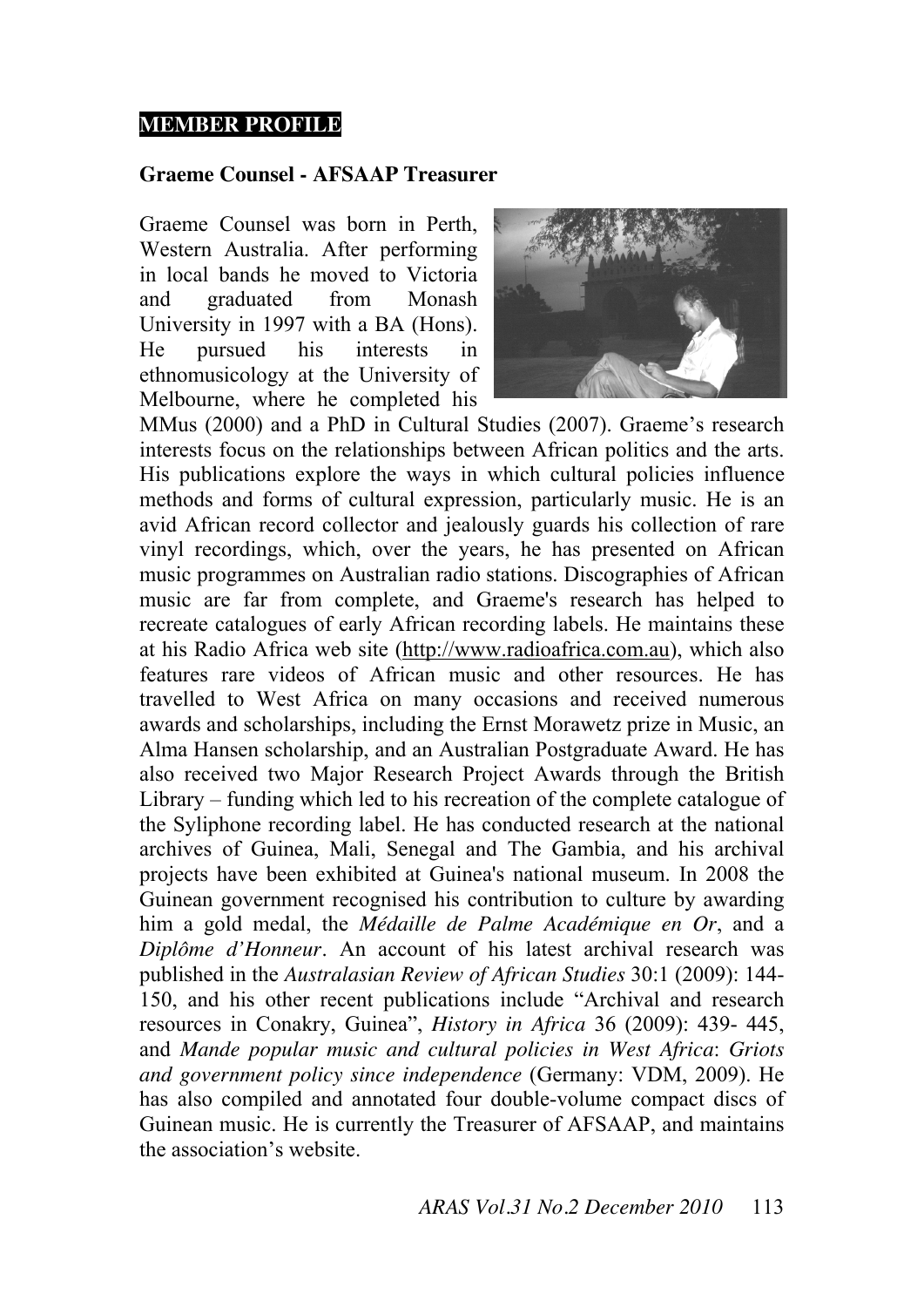## MEMBER PROFILE

### Graeme Counsel - AFSAAP Treasurer

Graeme Counsel was born in Perth, Western Australia. After performing in local bands he moved to Victoria and graduated from Monash University in 1997 with a BA (Hons). He pursued his interests in ethnomusicology at the University of Melbourne, where he completed his MMus (2000) and a PhD in Cultural Studies (2007). Graeme's research interests focus on the relationships between African politics and the arts. His publications explore the ways in which cultural policies influence methods and forms of cultural expression, particularly music. He is an avid African record collector and jealously guards his collection of rare vinyl recordings, which, over the years, he has presented on African music programmes on Australian radio stations. Discographies of African music are far from complete, and Graeme's research has helped to recreate catalogues of early African recording labels. He maintains these at his Radio Africa web site (http://www.radioafrica.com.au), which also features rare videos of African music and other resources. He has travelled to West Africa on many occasions and received numerous awards and scholarships, including the Ernst Morawetz prize in Music, an Alma Hansen scholarship, and an Australian Postgraduate Award. He has also received two Major Research Project Awards through the British Library – funding which led to his recreation of the complete catalogue of the Syliphone recording label. He has conducted research at the national archives of Guinea, Mali, Senegal and The Gambia, and his archival projects have been exhibited at Guinea's national museum. In 2008 the Guinean government recognised his contribution to culture by awarding him a gold medal, the *Médaille de Palme Académique en Or*, and a *Diplôme d'Honneur*. An account of his latest archival research was published in the *Australasian Review of African Studies* 30:1 (2009): 144-150, and his other recent publications include "Archival and research resources in Conakry, Guinea", *History in Africa* 36 (2009): 439- 445, and *Mande popular music and cultural policies in West Africa*: *Griots and government policy since independence* (Germany: VDM, 2009). He has also compiled and annotated four double-volume compact discs of Guinean music. He is currently the Treasurer of AFSAAP, and maintains the association's website.